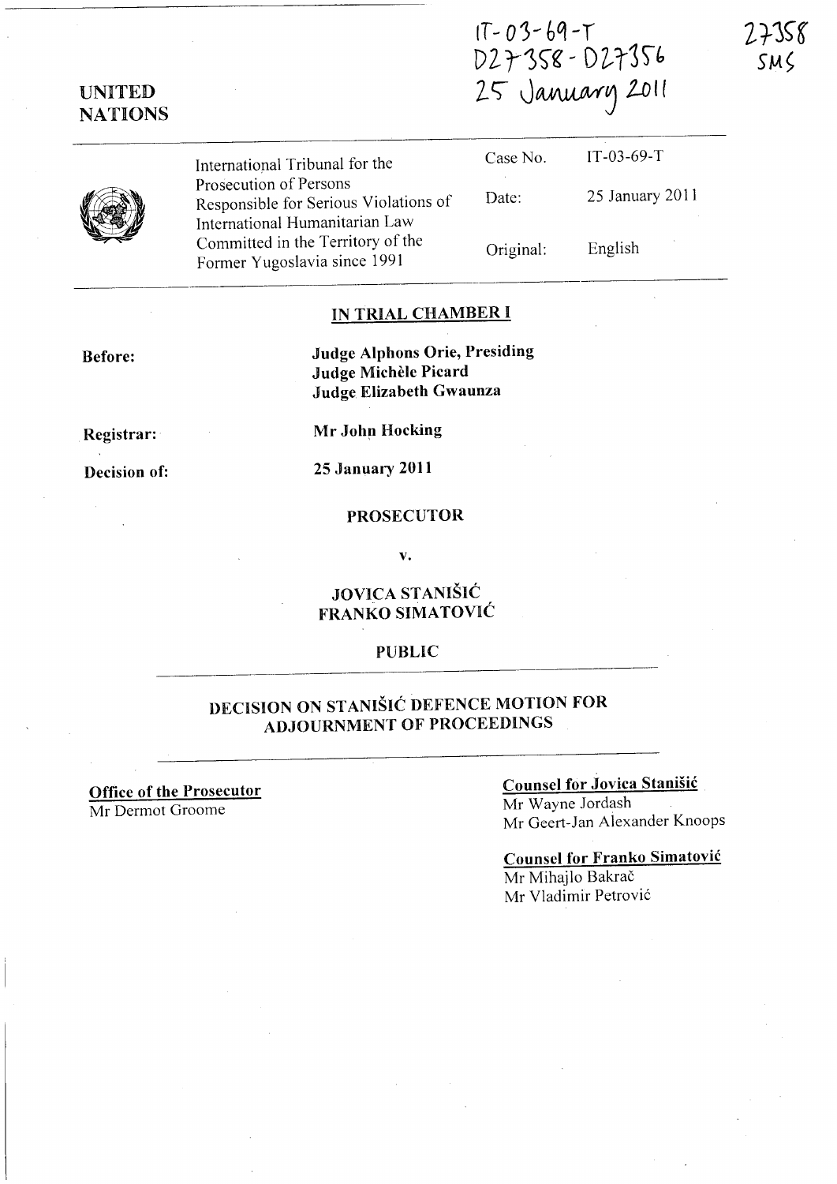IT-03-69-T
D27358 - D27356
25 January 2011

27358
SMS

**UNITED NATIONS**

| International Tribunal for the Prosecution of Persons Responsible for Serious Violations of International Humanitarian Law Committed in the Territory of the Former Yugoslavia since 1991 | Case No. | IT-03-69-T |
|---|---|---|
| | Date: | 25 January 2011 |
| | Original: | English |

## IN TRIAL CHAMBER I

**Before:** **Judge Alphons Orie, Presiding**
**Judge Michèle Picard**
**Judge Elizabeth Gwaunza**

**Registrar:** **Mr John Hocking**

**Decision of:** **25 January 2011**

**PROSECUTOR**

**v.**

**JOVICA STANIŠIĆ**
**FRANKO SIMATOVIĆ**

**PUBLIC**

## DECISION ON STANIŠIĆ DEFENCE MOTION FOR ADJOURNMENT OF PROCEEDINGS

**Office of the Prosecutor**
Mr Dermot Groome

**Counsel for Jovica Stanišić**
Mr Wayne Jordash
Mr Geert-Jan Alexander Knoops

**Counsel for Franko Simatović**
Mr Mihajlo Bakrač
Mr Vladimir Petrović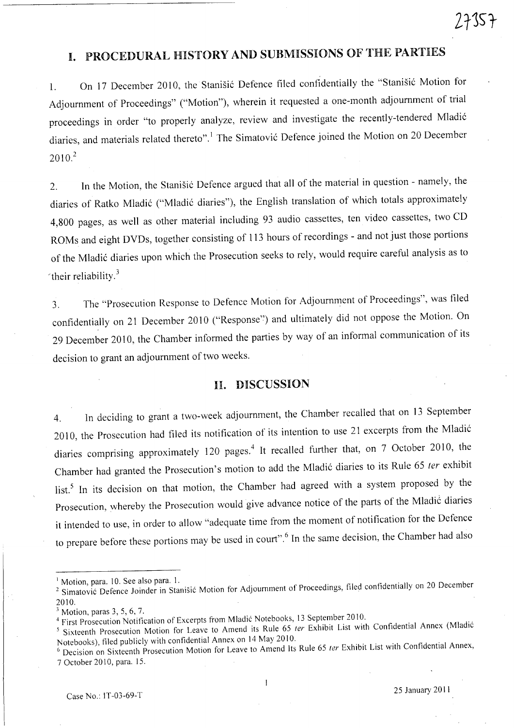# I. PROCEDURAL HISTORY AND SUBMISSIONS OF THE PARTIES

1. On 17 December 2010, the Stanišić Defence filed confidentially the "Stanišić Motion for Adjournment of Proceedings" ("Motion"), wherein it requested a one-month adjournment of trial proceedings in order "to properly analyze, review and investigate the recently-tendered Mladić diaries, and materials related thereto".[1] The Simatović Defence joined the Motion on 20 December 2010.[2]

2. In the Motion, the Stanišić Defence argued that all of the material in question - namely, the diaries of Ratko Mladić ("Mladić diaries"), the English translation of which totals approximately 4,800 pages, as well as other material including 93 audio cassettes, ten video cassettes, two CD ROMs and eight DVDs, together consisting of 113 hours of recordings - and not just those portions of the Mladić diaries upon which the Prosecution seeks to rely, would require careful analysis as to their reliability.[3]

3. The "Prosecution Response to Defence Motion for Adjournment of Proceedings", was filed confidentially on 21 December 2010 ("Response") and ultimately did not oppose the Motion. On 29 December 2010, the Chamber informed the parties by way of an informal communication of its decision to grant an adjournment of two weeks.

# II. DISCUSSION

4. In deciding to grant a two-week adjournment, the Chamber recalled that on 13 September 2010, the Prosecution had filed its notification of its intention to use 21 excerpts from the Mladić diaries comprising approximately 120 pages.[4] It recalled further that, on 7 October 2010, the Chamber had granted the Prosecution's motion to add the Mladić diaries to its Rule 65 *ter* exhibit list.[5] In its decision on that motion, the Chamber had agreed with a system proposed by the Prosecution, whereby the Prosecution would give advance notice of the parts of the Mladić diaries it intended to use, in order to allow "adequate time from the moment of notification for the Defence to prepare before these portions may be used in court".[6] In the same decision, the Chamber had also

---

[1] Motion, para. 10. See also para. 1.

[2] Simatović Defence Joinder in Stanišić Motion for Adjournment of Proceedings, filed confidentially on 20 December 2010.

[3] Motion, paras 3, 5, 6, 7.

[4] First Prosecution Notification of Excerpts from Mladić Notebooks, 13 September 2010.

[5] Sixteenth Prosecution Motion for Leave to Amend its Rule 65 *ter* Exhibit List with Confidential Annex (Mladić Notebooks), filed publicly with confidential Annex on 14 May 2010.

[6] Decision on Sixteenth Prosecution Motion for Leave to Amend Its Rule 65 *ter* Exhibit List with Confidential Annex, 7 October 2010, para. 15.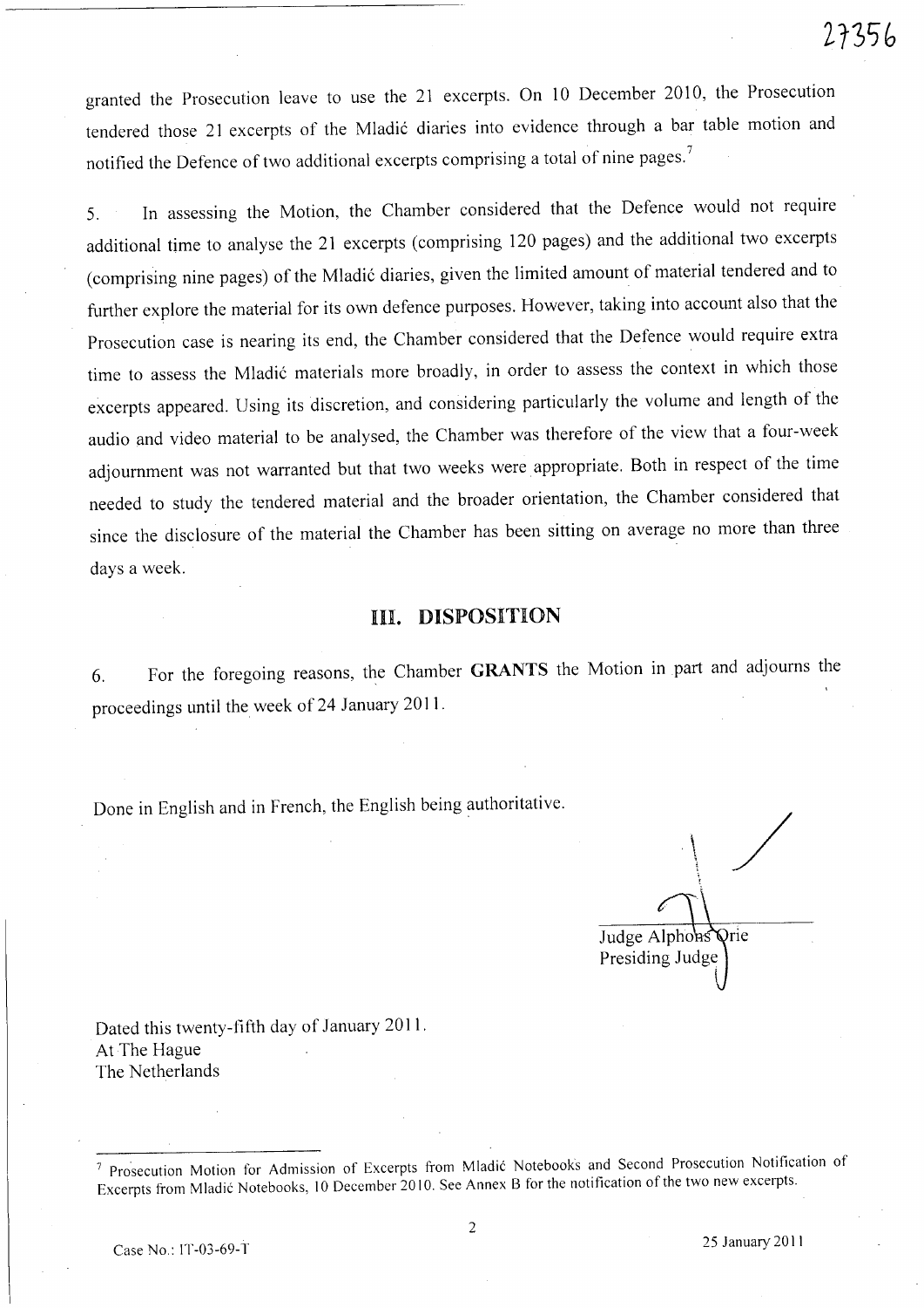granted the Prosecution leave to use the 21 excerpts. On 10 December 2010, the Prosecution tendered those 21 excerpts of the Mladić diaries into evidence through a bar table motion and notified the Defence of two additional excerpts comprising a total of nine pages.[7]

5. In assessing the Motion, the Chamber considered that the Defence would not require additional time to analyse the 21 excerpts (comprising 120 pages) and the additional two excerpts (comprising nine pages) of the Mladić diaries, given the limited amount of material tendered and to further explore the material for its own defence purposes. However, taking into account also that the Prosecution case is nearing its end, the Chamber considered that the Defence would require extra time to assess the Mladić materials more broadly, in order to assess the context in which those excerpts appeared. Using its discretion, and considering particularly the volume and length of the audio and video material to be analysed, the Chamber was therefore of the view that a four-week adjournment was not warranted but that two weeks were appropriate. Both in respect of the time needed to study the tendered material and the broader orientation, the Chamber considered that since the disclosure of the material the Chamber has been sitting on average no more than three days a week.

## III. DISPOSITION

6. For the foregoing reasons, the Chamber **GRANTS** the Motion in part and adjourns the proceedings until the week of 24 January 2011.

Done in English and in French, the English being authoritative.

Judge Alphons Orie
Presiding Judge

Dated this twenty-fifth day of January 2011.
At The Hague
The Netherlands

---

[7] Prosecution Motion for Admission of Excerpts from Mladić Notebooks and Second Prosecution Notification of Excerpts from Mladić Notebooks, 10 December 2010. See Annex B for the notification of the two new excerpts.